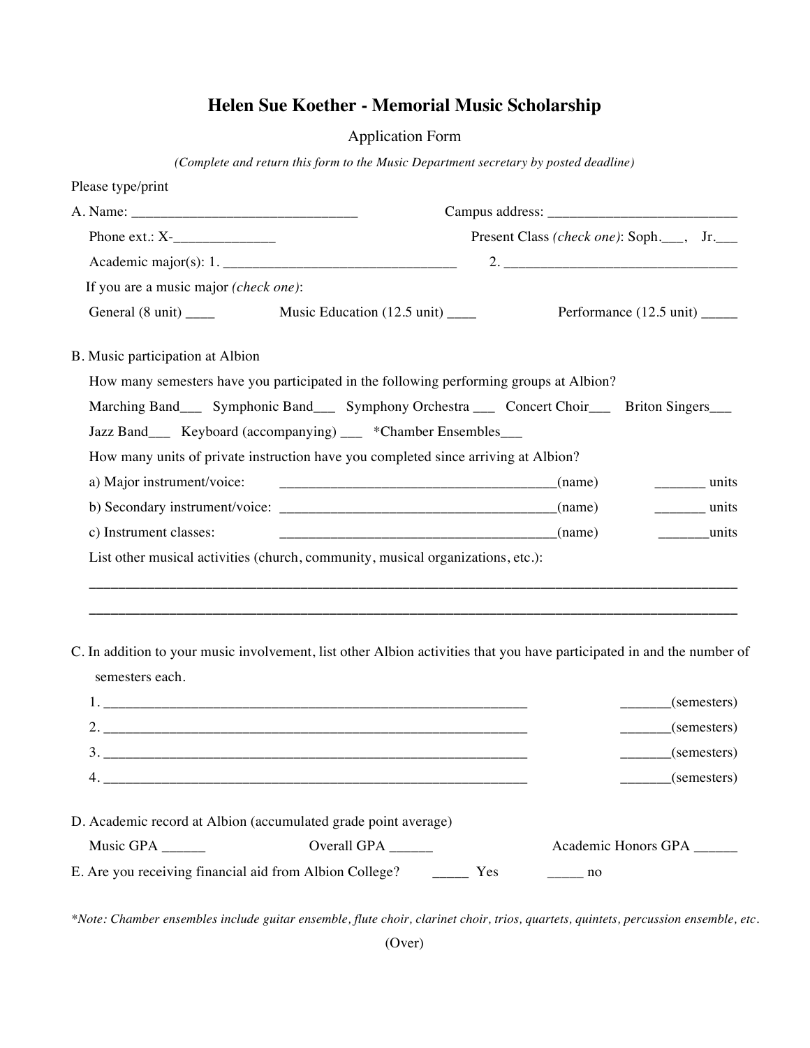# Helen Sue Koether - Memorial Music Scholarship

Application Form

*(Complete and return this form to the Music Department secretary by posted deadline)*

Please type/print

A. Name: _______________________________ Campus address: _________________________

Phone ext.: X-______________ Present Class *(check one)*: Soph.___, Jr.___

Academic major(s): 1. ________________________________ 2. ________________________________

If you are a music major *(check one)*:

General (8 unit) ____ Music Education (12.5 unit) ____ Performance (12.5 unit) _____

B. Music participation at Albion

How many semesters have you participated in the following performing groups at Albion?

Marching Band___ Symphonic Band___ Symphony Orchestra ___ Concert Choir___ Briton Singers___

Jazz Band___ Keyboard (accompanying) ___ *Chamber Ensembles___

How many units of private instruction have you completed since arriving at Albion?

a) Major instrument/voice: ______________________________________(name) _______ units

b) Secondary instrument/voice: ______________________________________(name) _______ units

c) Instrument classes: ______________________________________(name) _______units

List other musical activities (church, community, musical organizations, etc.):

______________________________________________________________________________________

______________________________________________________________________________________

C. In addition to your music involvement, list other Albion activities that you have participated in and the number of semesters each.

1. ___________________________________________________________ _______(semesters)
2. ___________________________________________________________ _______(semesters)
3. ___________________________________________________________ _______(semesters)
4. ___________________________________________________________ _______(semesters)

D. Academic record at Albion (accumulated grade point average)

Music GPA ______ Overall GPA ______ Academic Honors GPA ______

E. Are you receiving financial aid from Albion College? _____ Yes _____ no

*\*Note: Chamber ensembles include guitar ensemble, flute choir, clarinet choir, trios, quartets, quintets, percussion ensemble, etc.*

(Over)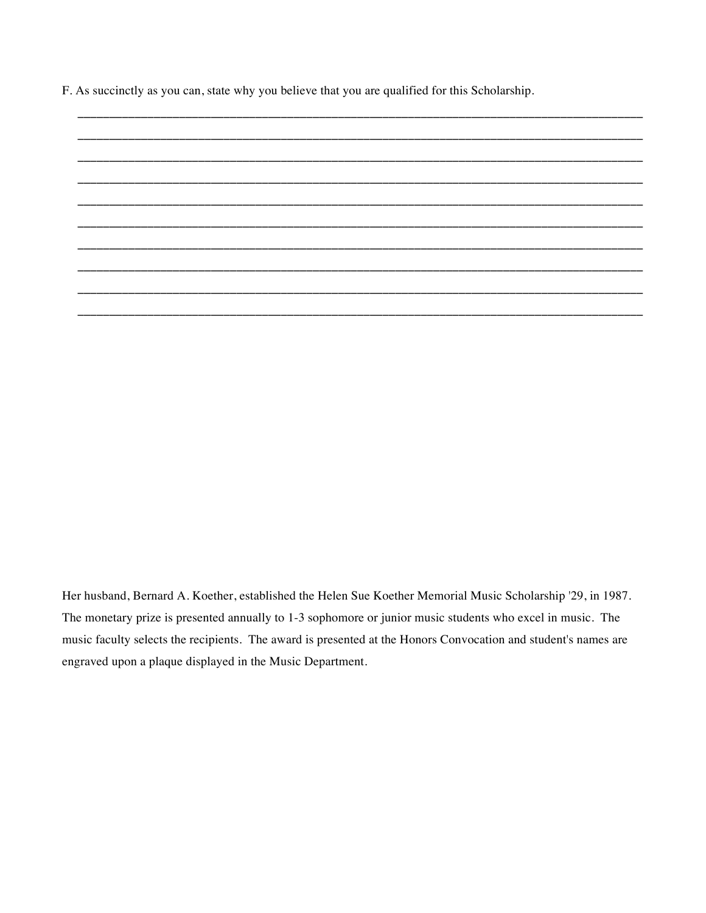F. As succinctly as you can, state why you believe that you are qualified for this Scholarship.

______________________________________________________________________________

______________________________________________________________________________

______________________________________________________________________________

______________________________________________________________________________

______________________________________________________________________________

______________________________________________________________________________

______________________________________________________________________________

______________________________________________________________________________

______________________________________________________________________________

______________________________________________________________________________

Her husband, Bernard A. Koether, established the Helen Sue Koether Memorial Music Scholarship '29, in 1987. The monetary prize is presented annually to 1-3 sophomore or junior music students who excel in music. The music faculty selects the recipients. The award is presented at the Honors Convocation and student's names are engraved upon a plaque displayed in the Music Department.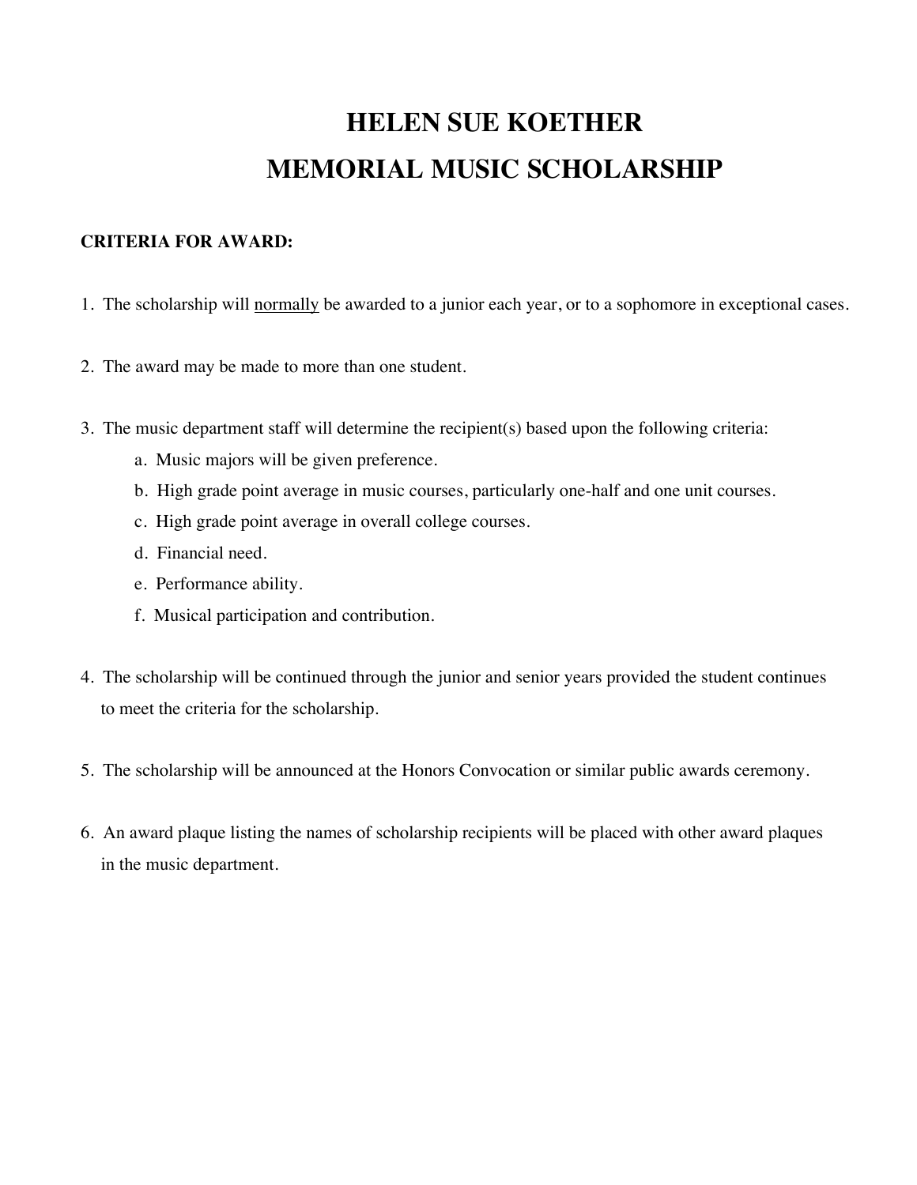# HELEN SUE KOETHER
# MEMORIAL MUSIC SCHOLARSHIP

**CRITERIA FOR AWARD:**

1. The scholarship will <u>normally</u> be awarded to a junior each year, or to a sophomore in exceptional cases.

2. The award may be made to more than one student.

3. The music department staff will determine the recipient(s) based upon the following criteria:
   a. Music majors will be given preference.
   b. High grade point average in music courses, particularly one-half and one unit courses.
   c. High grade point average in overall college courses.
   d. Financial need.
   e. Performance ability.
   f. Musical participation and contribution.

4. The scholarship will be continued through the junior and senior years provided the student continues to meet the criteria for the scholarship.

5. The scholarship will be announced at the Honors Convocation or similar public awards ceremony.

6. An award plaque listing the names of scholarship recipients will be placed with other award plaques in the music department.